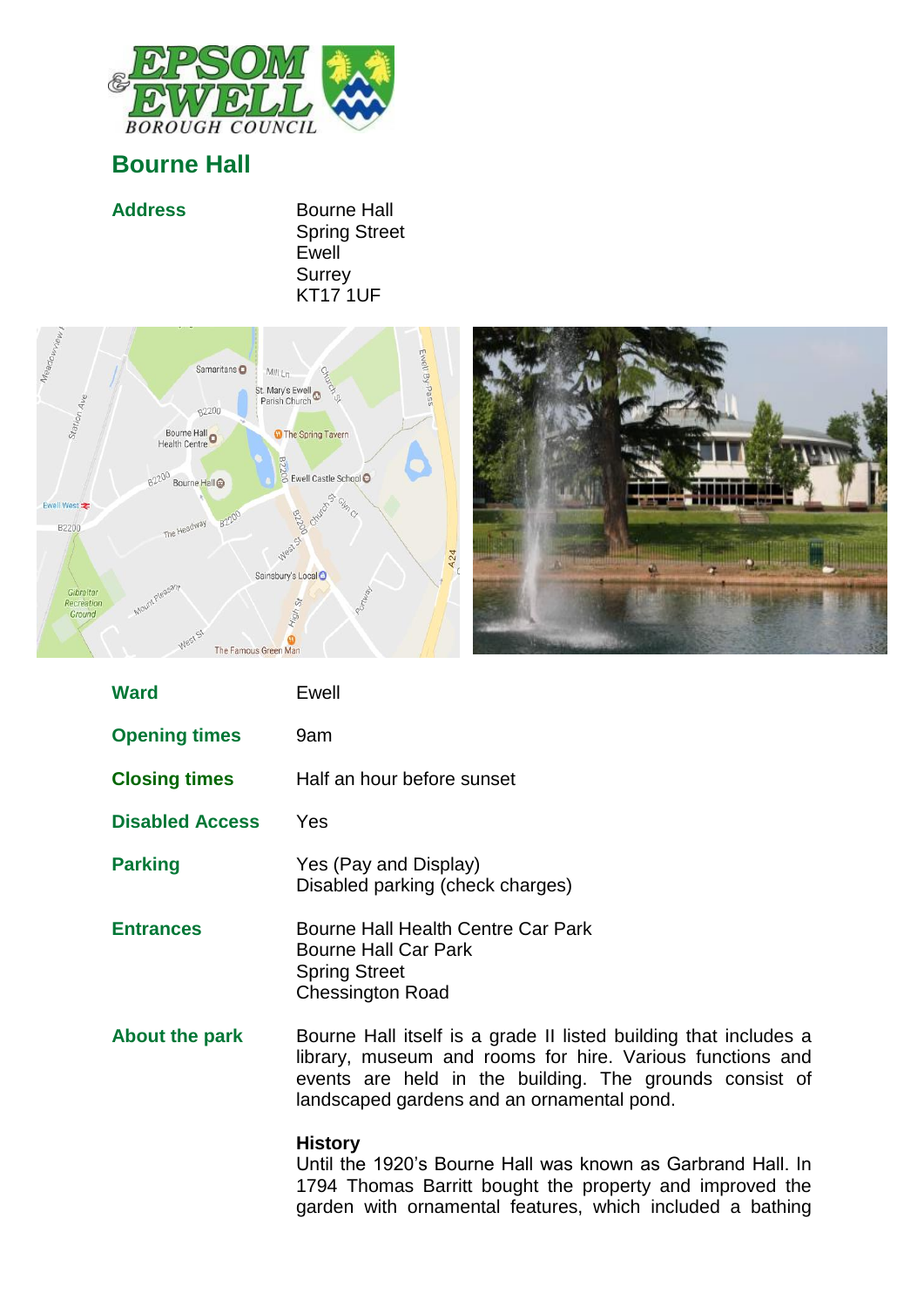# Bourne Hall

| | |
|---|---|
| **Address** | Bourne Hall<br>Spring Street<br>Ewell<br>Surrey<br>KT17 1UF |
| **Ward** | Ewell |
| **Opening times** | 9am |
| **Closing times** | Half an hour before sunset |
| **Disabled Access** | Yes |
| **Parking** | Yes (Pay and Display)<br>Disabled parking (check charges) |
| **Entrances** | Bourne Hall Health Centre Car Park<br>Bourne Hall Car Park<br>Spring Street<br>Chessington Road |

**About the park**

Bourne Hall itself is a grade II listed building that includes a library, museum and rooms for hire. Various functions and events are held in the building. The grounds consist of landscaped gardens and an ornamental pond.

**History**

Until the 1920's Bourne Hall was known as Garbrand Hall. In 1794 Thomas Barritt bought the property and improved the garden with ornamental features, which included a bathing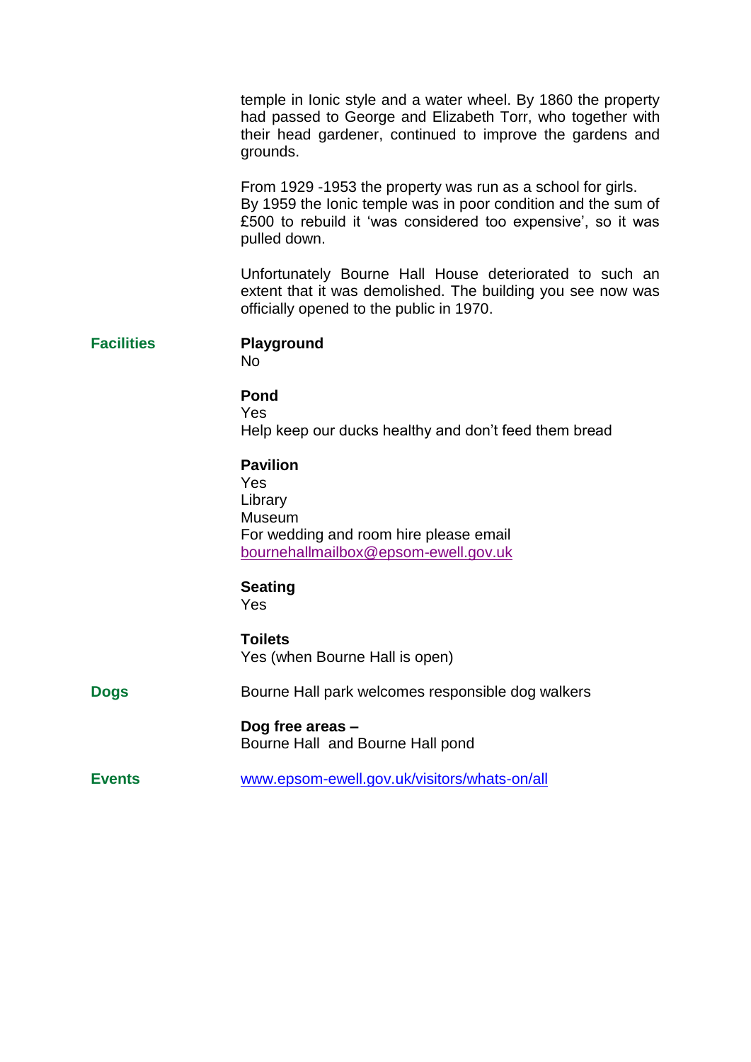temple in Ionic style and a water wheel. By 1860 the property had passed to George and Elizabeth Torr, who together with their head gardener, continued to improve the gardens and grounds.

From 1929 -1953 the property was run as a school for girls.
By 1959 the Ionic temple was in poor condition and the sum of £500 to rebuild it 'was considered too expensive', so it was pulled down.

Unfortunately Bourne Hall House deteriorated to such an extent that it was demolished. The building you see now was officially opened to the public in 1970.

## Facilities

**Playground**
No

**Pond**
Yes
Help keep our ducks healthy and don't feed them bread

**Pavilion**
Yes
Library
Museum
For wedding and room hire please email
bournehallmailbox@epsom-ewell.gov.uk

**Seating**
Yes

**Toilets**
Yes (when Bourne Hall is open)

## Dogs

Bourne Hall park welcomes responsible dog walkers

**Dog free areas –**
Bourne Hall and Bourne Hall pond

## Events

www.epsom-ewell.gov.uk/visitors/whats-on/all